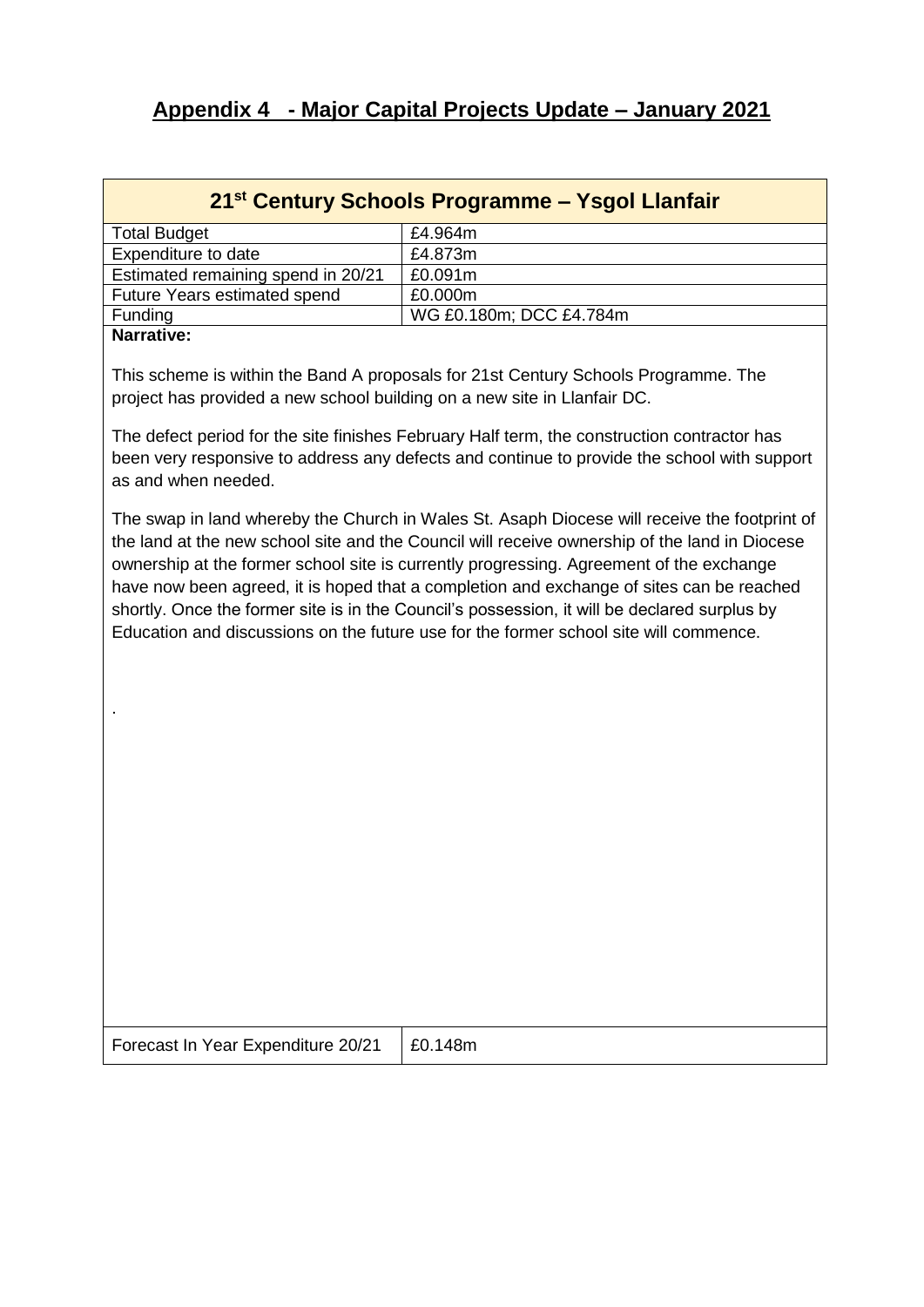## Appendix 4 - Major Capital Projects Update – January 2021

### 21st Century Schools Programme – Ysgol Llanfair

| | |
|---|---|
| Total Budget | £4.964m |
| Expenditure to date | £4.873m |
| Estimated remaining spend in 20/21 | £0.091m |
| Future Years estimated spend | £0.000m |
| Funding | WG £0.180m; DCC £4.784m |

**Narrative:**

This scheme is within the Band A proposals for 21st Century Schools Programme. The project has provided a new school building on a new site in Llanfair DC.

The defect period for the site finishes February Half term, the construction contractor has been very responsive to address any defects and continue to provide the school with support as and when needed.

The swap in land whereby the Church in Wales St. Asaph Diocese will receive the footprint of the land at the new school site and the Council will receive ownership of the land in Diocese ownership at the former school site is currently progressing. Agreement of the exchange have now been agreed, it is hoped that a completion and exchange of sites can be reached shortly. Once the former site is in the Council's possession, it will be declared surplus by Education and discussions on the future use for the former school site will commence.

.

| | |
|---|---|
| Forecast In Year Expenditure 20/21 | £0.148m |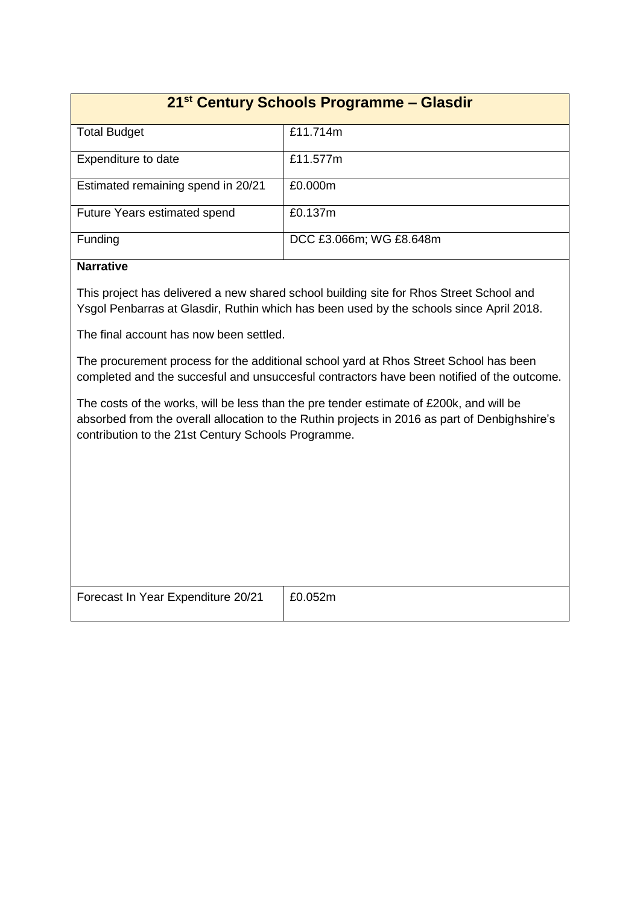| 21st Century Schools Programme – Glasdir | |
|---|---|
| Total Budget | £11.714m |
| Expenditure to date | £11.577m |
| Estimated remaining spend in 20/21 | £0.000m |
| Future Years estimated spend | £0.137m |
| Funding | DCC £3.066m; WG £8.648m |

**Narrative**

This project has delivered a new shared school building site for Rhos Street School and Ysgol Penbarras at Glasdir, Ruthin which has been used by the schools since April 2018.

The final account has now been settled.

The procurement process for the additional school yard at Rhos Street School has been completed and the succesful and unsuccesful contractors have been notified of the outcome.

The costs of the works, will be less than the pre tender estimate of £200k, and will be absorbed from the overall allocation to the Ruthin projects in 2016 as part of Denbighshire's contribution to the 21st Century Schools Programme.

| | |
|---|---|
| Forecast In Year Expenditure 20/21 | £0.052m |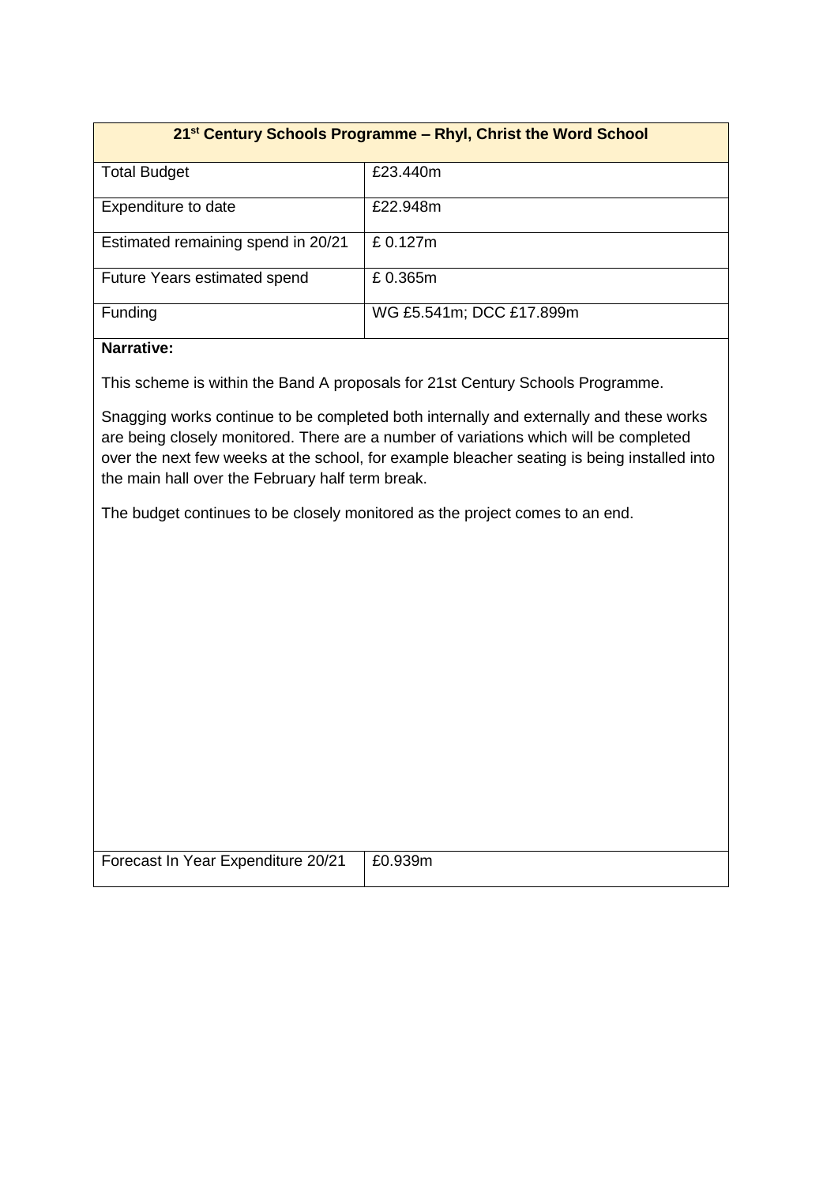| 21st Century Schools Programme – Rhyl, Christ the Word School | |
|---|---|
| Total Budget | £23.440m |
| Expenditure to date | £22.948m |
| Estimated remaining spend in 20/21 | £ 0.127m |
| Future Years estimated spend | £ 0.365m |
| Funding | WG £5.541m; DCC £17.899m |

**Narrative:**

This scheme is within the Band A proposals for 21st Century Schools Programme.

Snagging works continue to be completed both internally and externally and these works are being closely monitored. There are a number of variations which will be completed over the next few weeks at the school, for example bleacher seating is being installed into the main hall over the February half term break.

The budget continues to be closely monitored as the project comes to an end.

| | |
|---|---|
| Forecast In Year Expenditure 20/21 | £0.939m |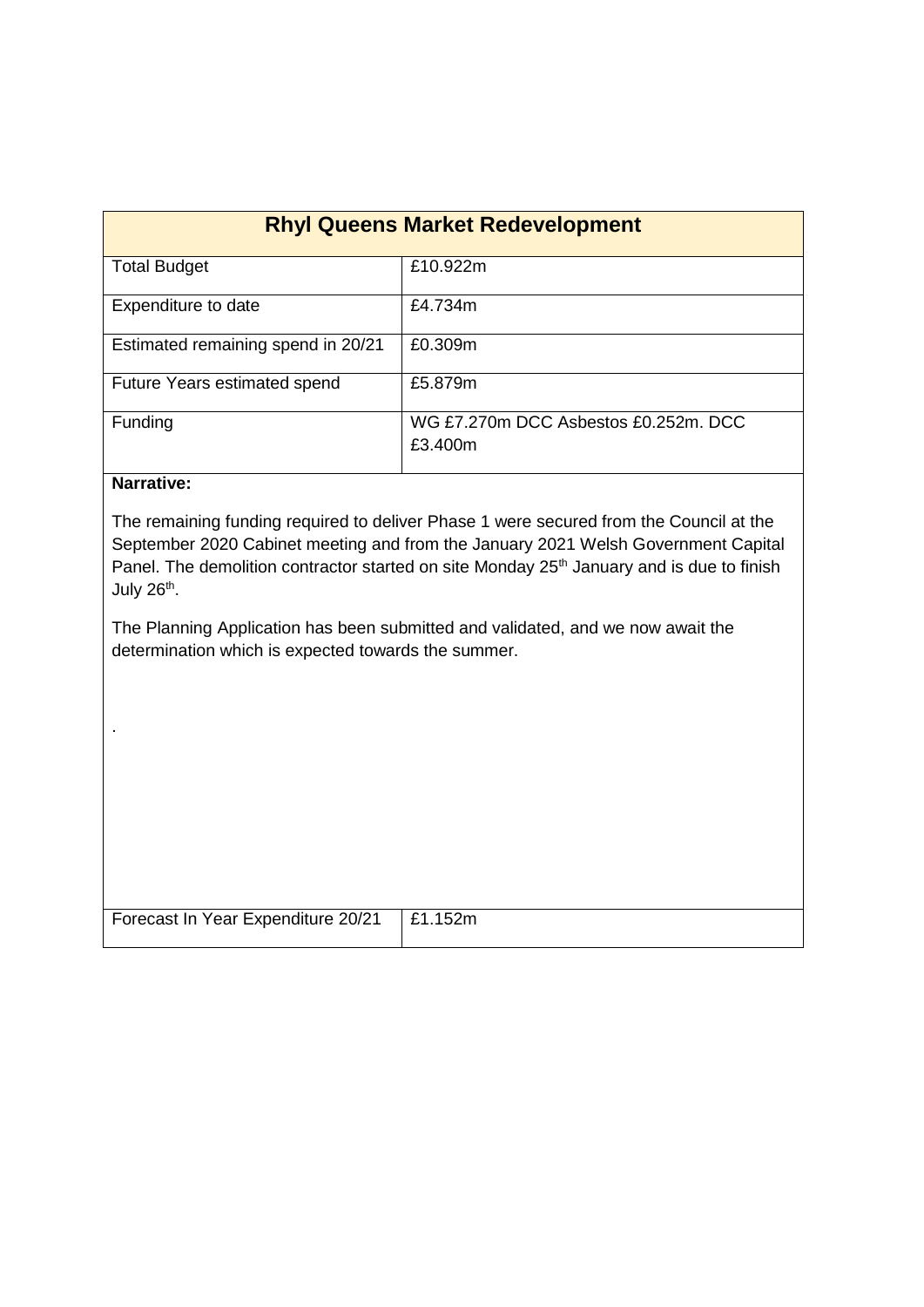| Rhyl Queens Market Redevelopment | |
|---|---|
| Total Budget | £10.922m |
| Expenditure to date | £4.734m |
| Estimated remaining spend in 20/21 | £0.309m |
| Future Years estimated spend | £5.879m |
| Funding | WG £7.270m DCC Asbestos £0.252m. DCC £3.400m |

**Narrative:**

The remaining funding required to deliver Phase 1 were secured from the Council at the September 2020 Cabinet meeting and from the January 2021 Welsh Government Capital Panel. The demolition contractor started on site Monday 25th January and is due to finish July 26th.

The Planning Application has been submitted and validated, and we now await the determination which is expected towards the summer.

.

| | |
|---|---|
| Forecast In Year Expenditure 20/21 | £1.152m |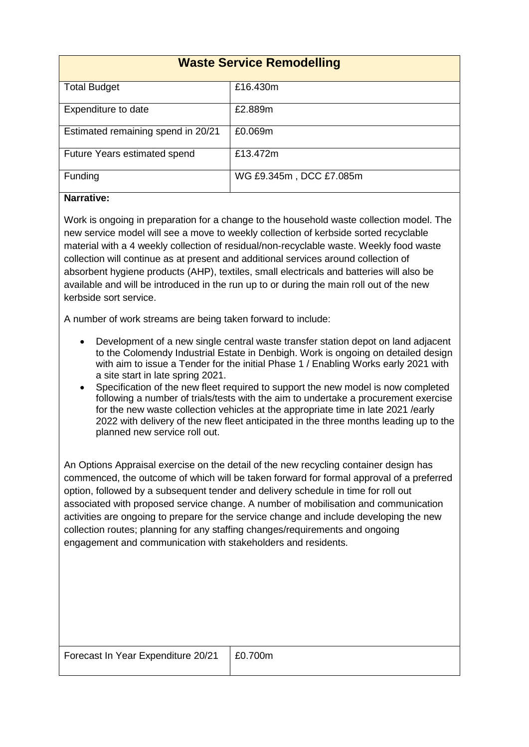## Waste Service Remodelling

| | |
|---|---|
| Total Budget | £16.430m |
| Expenditure to date | £2.889m |
| Estimated remaining spend in 20/21 | £0.069m |
| Future Years estimated spend | £13.472m |
| Funding | WG £9.345m , DCC £7.085m |

**Narrative:**

Work is ongoing in preparation for a change to the household waste collection model. The new service model will see a move to weekly collection of kerbside sorted recyclable material with a 4 weekly collection of residual/non-recyclable waste. Weekly food waste collection will continue as at present and additional services around collection of absorbent hygiene products (AHP), textiles, small electricals and batteries will also be available and will be introduced in the run up to or during the main roll out of the new kerbside sort service.

A number of work streams are being taken forward to include:

- Development of a new single central waste transfer station depot on land adjacent to the Colomendy Industrial Estate in Denbigh. Work is ongoing on detailed design with aim to issue a Tender for the initial Phase 1 / Enabling Works early 2021 with a site start in late spring 2021.
- Specification of the new fleet required to support the new model is now completed following a number of trials/tests with the aim to undertake a procurement exercise for the new waste collection vehicles at the appropriate time in late 2021 /early 2022 with delivery of the new fleet anticipated in the three months leading up to the planned new service roll out.

An Options Appraisal exercise on the detail of the new recycling container design has commenced, the outcome of which will be taken forward for formal approval of a preferred option, followed by a subsequent tender and delivery schedule in time for roll out associated with proposed service change. A number of mobilisation and communication activities are ongoing to prepare for the service change and include developing the new collection routes; planning for any staffing changes/requirements and ongoing engagement and communication with stakeholders and residents.

| | |
|---|---|
| Forecast In Year Expenditure 20/21 | £0.700m |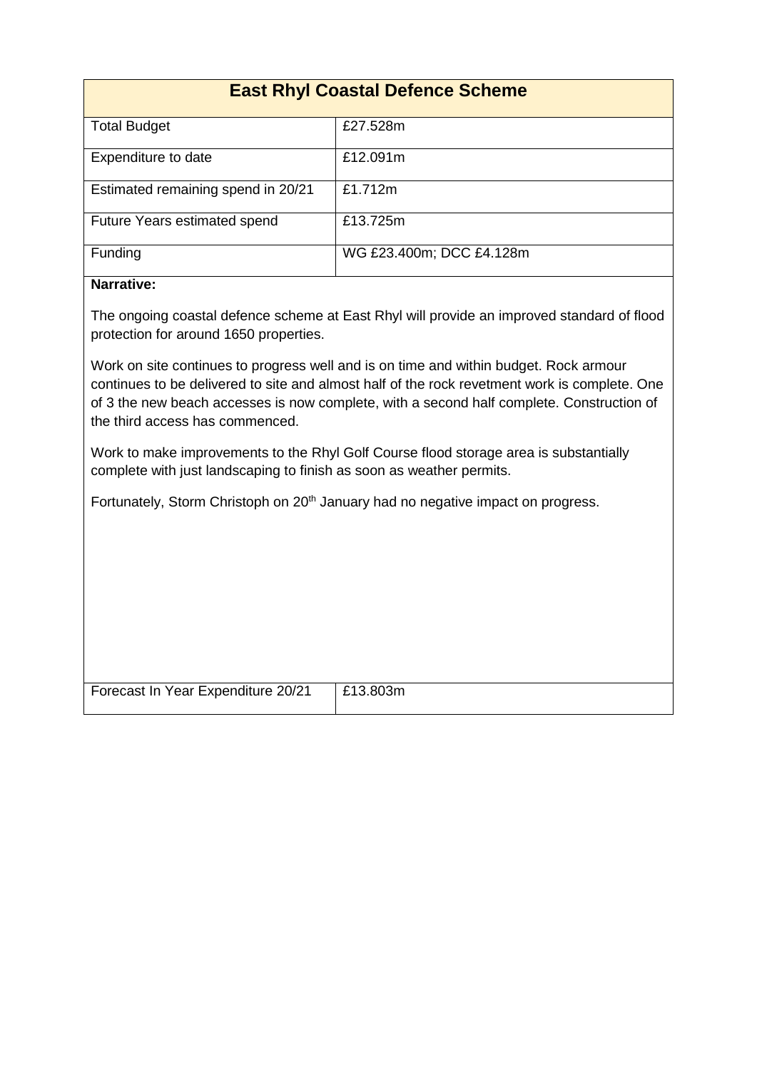| East Rhyl Coastal Defence Scheme | |
|---|---|
| Total Budget | £27.528m |
| Expenditure to date | £12.091m |
| Estimated remaining spend in 20/21 | £1.712m |
| Future Years estimated spend | £13.725m |
| Funding | WG £23.400m; DCC £4.128m |

**Narrative:**

The ongoing coastal defence scheme at East Rhyl will provide an improved standard of flood protection for around 1650 properties.

Work on site continues to progress well and is on time and within budget. Rock armour continues to be delivered to site and almost half of the rock revetment work is complete. One of 3 the new beach accesses is now complete, with a second half complete. Construction of the third access has commenced.

Work to make improvements to the Rhyl Golf Course flood storage area is substantially complete with just landscaping to finish as soon as weather permits.

Fortunately, Storm Christoph on 20th January had no negative impact on progress.

| | |
|---|---|
| Forecast In Year Expenditure 20/21 | £13.803m |